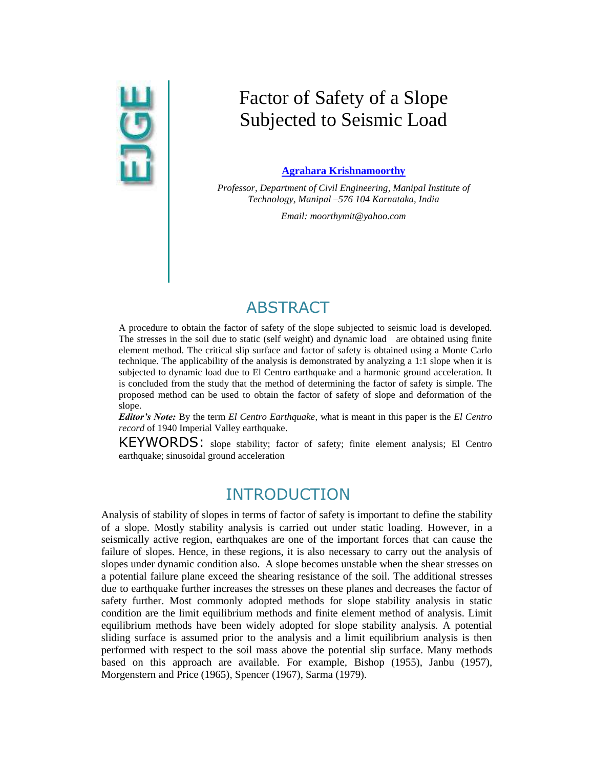# Factor of Safety of a Slope Subjected to Seismic Load

**Agrahara Krishnamoorthy**

*Professor, Department of Civil Engineering, Manipal Institute of Technology, Manipal –576 104 Karnataka, India*

*Email: moorthymit@yahoo.com*

## ABSTRACT

A procedure to obtain the factor of safety of the slope subjected to seismic load is developed. The stresses in the soil due to static (self weight) and dynamic load are obtained using finite element method. The critical slip surface and factor of safety is obtained using a Monte Carlo technique. The applicability of the analysis is demonstrated by analyzing a 1:1 slope when it is subjected to dynamic load due to El Centro earthquake and a harmonic ground acceleration. It is concluded from the study that the method of determining the factor of safety is simple. The proposed method can be used to obtain the factor of safety of slope and deformation of the slope.

***Editor's Note:*** By the term *El Centro Earthquake*, what is meant in this paper is the *El Centro record* of 1940 Imperial Valley earthquake.

KEYWORDS: slope stability; factor of safety; finite element analysis; El Centro earthquake; sinusoidal ground acceleration

## INTRODUCTION

Analysis of stability of slopes in terms of factor of safety is important to define the stability of a slope. Mostly stability analysis is carried out under static loading. However, in a seismically active region, earthquakes are one of the important forces that can cause the failure of slopes. Hence, in these regions, it is also necessary to carry out the analysis of slopes under dynamic condition also. A slope becomes unstable when the shear stresses on a potential failure plane exceed the shearing resistance of the soil. The additional stresses due to earthquake further increases the stresses on these planes and decreases the factor of safety further. Most commonly adopted methods for slope stability analysis in static condition are the limit equilibrium methods and finite element method of analysis. Limit equilibrium methods have been widely adopted for slope stability analysis. A potential sliding surface is assumed prior to the analysis and a limit equilibrium analysis is then performed with respect to the soil mass above the potential slip surface. Many methods based on this approach are available. For example, Bishop (1955), Janbu (1957), Morgenstern and Price (1965), Spencer (1967), Sarma (1979).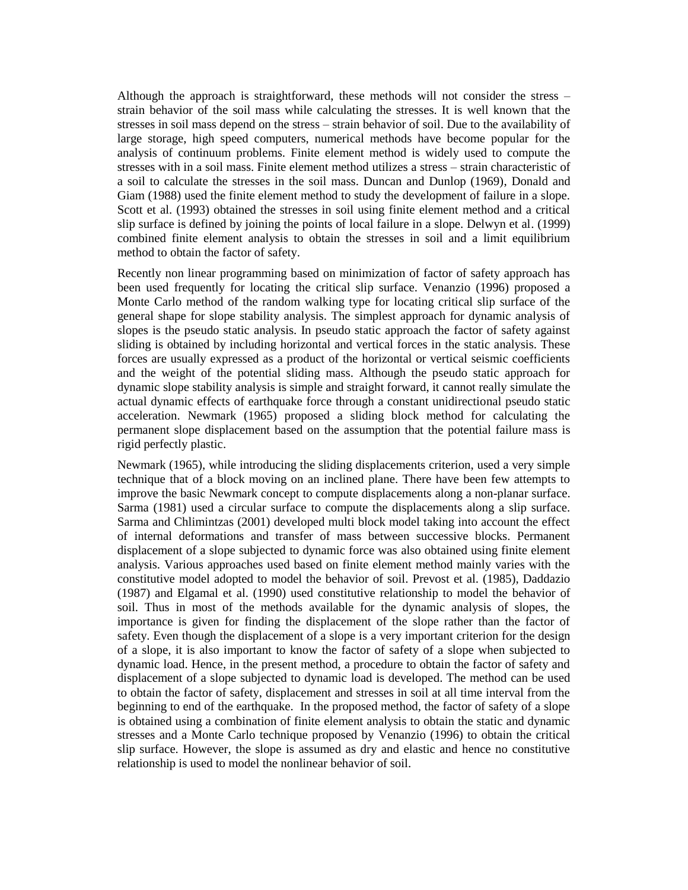Although the approach is straightforward, these methods will not consider the stress – strain behavior of the soil mass while calculating the stresses. It is well known that the stresses in soil mass depend on the stress – strain behavior of soil. Due to the availability of large storage, high speed computers, numerical methods have become popular for the analysis of continuum problems. Finite element method is widely used to compute the stresses with in a soil mass. Finite element method utilizes a stress – strain characteristic of a soil to calculate the stresses in the soil mass. Duncan and Dunlop (1969), Donald and Giam (1988) used the finite element method to study the development of failure in a slope. Scott et al. (1993) obtained the stresses in soil using finite element method and a critical slip surface is defined by joining the points of local failure in a slope. Delwyn et al. (1999) combined finite element analysis to obtain the stresses in soil and a limit equilibrium method to obtain the factor of safety.

Recently non linear programming based on minimization of factor of safety approach has been used frequently for locating the critical slip surface. Venanzio (1996) proposed a Monte Carlo method of the random walking type for locating critical slip surface of the general shape for slope stability analysis. The simplest approach for dynamic analysis of slopes is the pseudo static analysis. In pseudo static approach the factor of safety against sliding is obtained by including horizontal and vertical forces in the static analysis. These forces are usually expressed as a product of the horizontal or vertical seismic coefficients and the weight of the potential sliding mass. Although the pseudo static approach for dynamic slope stability analysis is simple and straight forward, it cannot really simulate the actual dynamic effects of earthquake force through a constant unidirectional pseudo static acceleration. Newmark (1965) proposed a sliding block method for calculating the permanent slope displacement based on the assumption that the potential failure mass is rigid perfectly plastic.

Newmark (1965), while introducing the sliding displacements criterion, used a very simple technique that of a block moving on an inclined plane. There have been few attempts to improve the basic Newmark concept to compute displacements along a non-planar surface. Sarma (1981) used a circular surface to compute the displacements along a slip surface. Sarma and Chlimintzas (2001) developed multi block model taking into account the effect of internal deformations and transfer of mass between successive blocks. Permanent displacement of a slope subjected to dynamic force was also obtained using finite element analysis. Various approaches used based on finite element method mainly varies with the constitutive model adopted to model the behavior of soil. Prevost et al. (1985), Daddazio (1987) and Elgamal et al. (1990) used constitutive relationship to model the behavior of soil. Thus in most of the methods available for the dynamic analysis of slopes, the importance is given for finding the displacement of the slope rather than the factor of safety. Even though the displacement of a slope is a very important criterion for the design of a slope, it is also important to know the factor of safety of a slope when subjected to dynamic load. Hence, in the present method, a procedure to obtain the factor of safety and displacement of a slope subjected to dynamic load is developed. The method can be used to obtain the factor of safety, displacement and stresses in soil at all time interval from the beginning to end of the earthquake. In the proposed method, the factor of safety of a slope is obtained using a combination of finite element analysis to obtain the static and dynamic stresses and a Monte Carlo technique proposed by Venanzio (1996) to obtain the critical slip surface. However, the slope is assumed as dry and elastic and hence no constitutive relationship is used to model the nonlinear behavior of soil.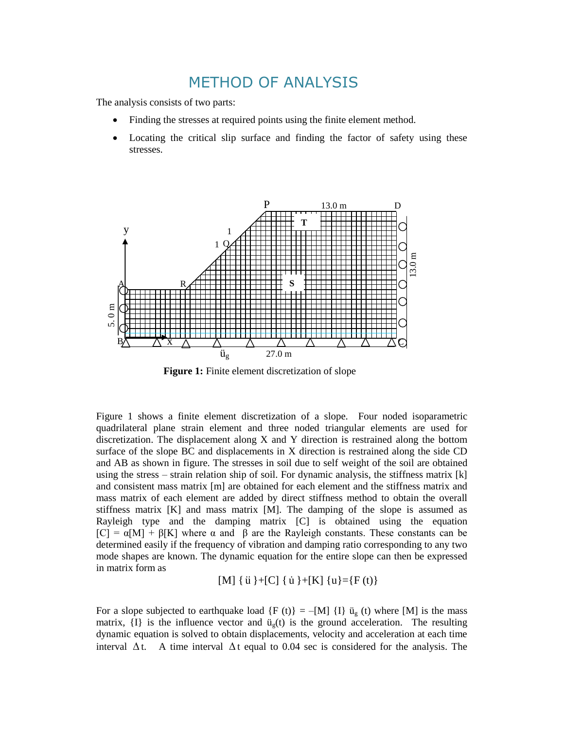# METHOD OF ANALYSIS

The analysis consists of two parts:

- Finding the stresses at required points using the finite element method.
- Locating the critical slip surface and finding the factor of safety using these stresses.

**Figure 1:** Finite element discretization of slope

Figure 1 shows a finite element discretization of a slope. Four noded isoparametric quadrilateral plane strain element and three noded triangular elements are used for discretization. The displacement along X and Y direction is restrained along the bottom surface of the slope BC and displacements in X direction is restrained along the side CD and AB as shown in figure. The stresses in soil due to self weight of the soil are obtained using the stress – strain relation ship of soil. For dynamic analysis, the stiffness matrix [k] and consistent mass matrix [m] are obtained for each element and the stiffness matrix and mass matrix of each element are added by direct stiffness method to obtain the overall stiffness matrix [K] and mass matrix [M]. The damping of the slope is assumed as Rayleigh type and the damping matrix [C] is obtained using the equation $[C] = \alpha[M] + \beta[K]$ where $\alpha$ and $\beta$ are the Rayleigh constants. These constants can be determined easily if the frequency of vibration and damping ratio corresponding to any two mode shapes are known. The dynamic equation for the entire slope can then be expressed in matrix form as

$$[M]\{\ddot{u}\}+[C]\{\dot{u}\}+[K]\{u\}=\{F(t)\}$$

For a slope subjected to earthquake load $\{F(t)\} = -[M]\{I\}\ddot{u}_g(t)$ where [M] is the mass matrix, {I} is the influence vector and $\ddot{u}_g(t)$ is the ground acceleration. The resulting dynamic equation is solved to obtain displacements, velocity and acceleration at each time interval $\Delta t$. A time interval $\Delta t$ equal to 0.04 sec is considered for the analysis. The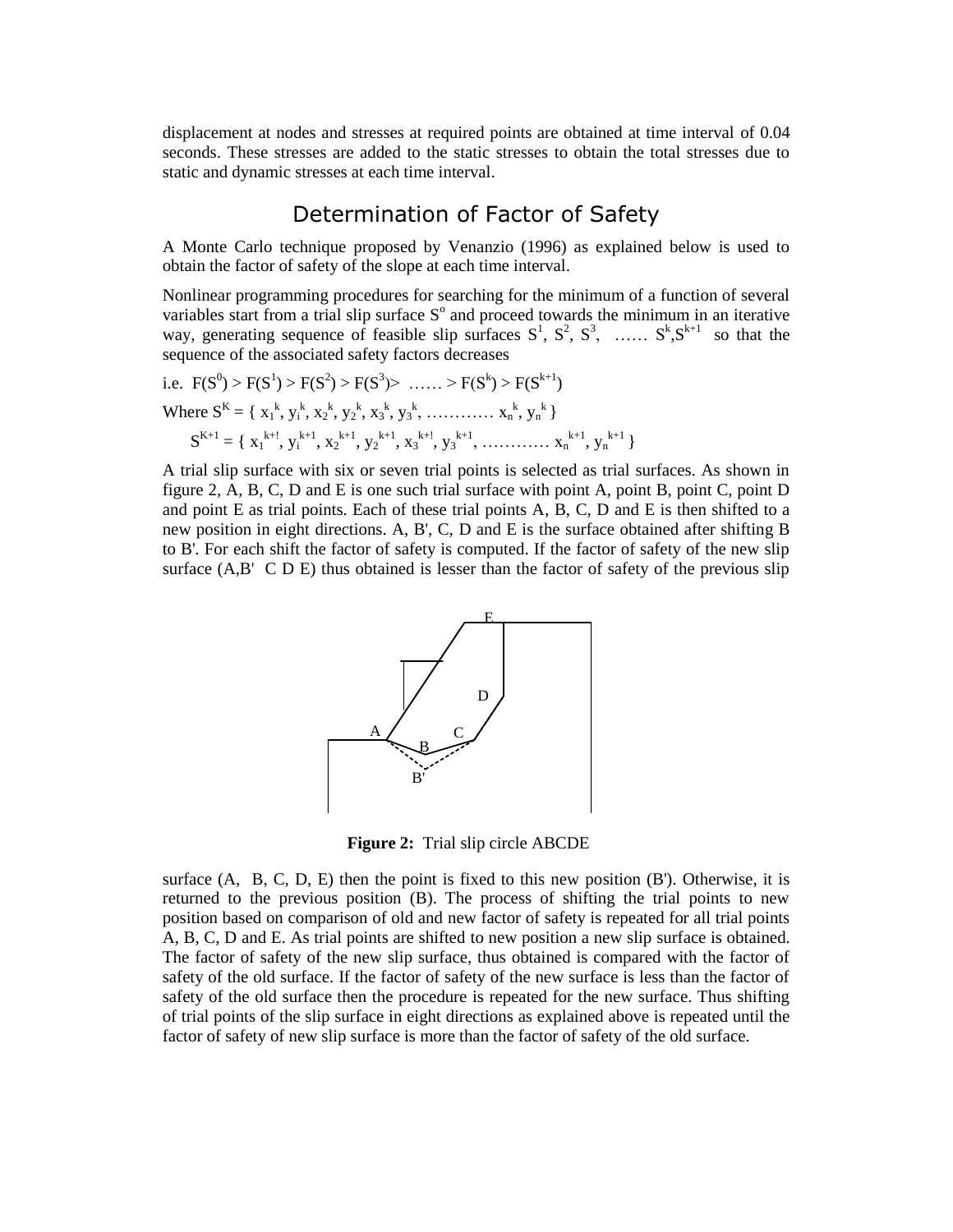displacement at nodes and stresses at required points are obtained at time interval of 0.04 seconds. These stresses are added to the static stresses to obtain the total stresses due to static and dynamic stresses at each time interval.

## Determination of Factor of Safety

A Monte Carlo technique proposed by Venanzio (1996) as explained below is used to obtain the factor of safety of the slope at each time interval.

Nonlinear programming procedures for searching for the minimum of a function of several variables start from a trial slip surface $S^o$ and proceed towards the minimum in an iterative way, generating sequence of feasible slip surfaces $S^1$, $S^2$, $S^3$, …… $S^k$,$S^{k+1}$ so that the sequence of the associated safety factors decreases

i.e. $F(S^0) > F(S^1) > F(S^2) > F(S^3) > \ldots\ldots > F(S^k) > F(S^{k+1})$

Where $S^K = \{ x_1^{\,k}, y_i^{\,k}, x_2^{\,k}, y_2^{\,k}, x_3^{\,k}, y_3^{\,k}, \ldots\ldots\ldots\ldots x_n^{\,k}, y_n^{\,k} \}$

$S^{K+1} = \{ x_1^{\,k+!}, y_i^{\,k+1}, x_2^{\,k+1}, y_2^{\,k+1}, x_3^{\,k+!}, y_3^{\,k+1}, \ldots\ldots\ldots\ldots x_n^{\,k+1}, y_n^{\,k+1} \}$

A trial slip surface with six or seven trial points is selected as trial surfaces. As shown in figure 2, A, B, C, D and E is one such trial surface with point A, point B, point C, point D and point E as trial points. Each of these trial points A, B, C, D and E is then shifted to a new position in eight directions. A, B', C, D and E is the surface obtained after shifting B to B'. For each shift the factor of safety is computed. If the factor of safety of the new slip surface (A,B' C D E) thus obtained is lesser than the factor of safety of the previous slip surface (A, B, C, D, E) then the point is fixed to this new position (B'). Otherwise, it is returned to the previous position (B). The process of shifting the trial points to new position based on comparison of old and new factor of safety is repeated for all trial points A, B, C, D and E. As trial points are shifted to new position a new slip surface is obtained. The factor of safety of the new slip surface, thus obtained is compared with the factor of safety of the old surface. If the factor of safety of the new surface is less than the factor of safety of the old surface then the procedure is repeated for the new surface. Thus shifting of trial points of the slip surface in eight directions as explained above is repeated until the factor of safety of new slip surface is more than the factor of safety of the old surface.

**Figure 2:** Trial slip circle ABCDE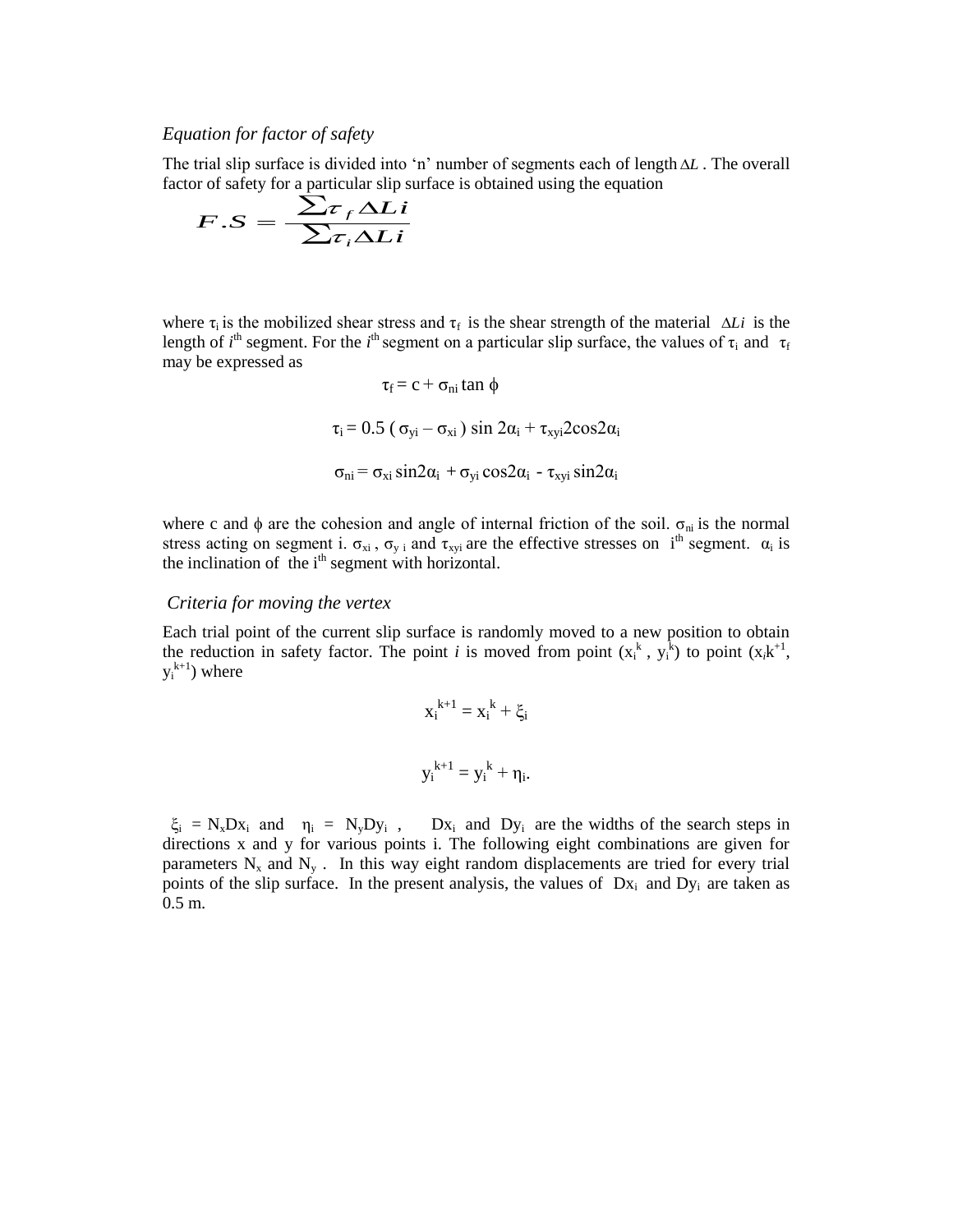*Equation for factor of safety*

The trial slip surface is divided into 'n' number of segments each of length $\Delta L$ . The overall factor of safety for a particular slip surface is obtained using the equation

$$F.S = \frac{\sum \tau_f \Delta Li}{\sum \tau_i \Delta Li}$$

where $\tau_i$ is the mobilized shear stress and $\tau_f$ is the shear strength of the material $\Delta Li$ is the length of $i^{th}$ segment. For the $i^{th}$ segment on a particular slip surface, the values of $\tau_i$ and $\tau_f$ may be expressed as

$$\tau_f = c + \sigma_{ni} \tan \phi$$

$$\tau_i = 0.5 \left( \sigma_{yi} - \sigma_{xi} \right) \sin 2\alpha_i + \tau_{xyi} 2\cos 2\alpha_i$$

$$\sigma_{ni} = \sigma_{xi} \sin 2\alpha_i + \sigma_{yi} \cos 2\alpha_i - \tau_{xyi} \sin 2\alpha_i$$

where c and $\phi$ are the cohesion and angle of internal friction of the soil. $\sigma_{ni}$ is the normal stress acting on segment i. $\sigma_{xi}$ , $\sigma_{y\,i}$ and $\tau_{xyi}$ are the effective stresses on $i^{th}$ segment. $\alpha_i$ is the inclination of the $i^{th}$ segment with horizontal.

*Criteria for moving the vertex*

Each trial point of the current slip surface is randomly moved to a new position to obtain the reduction in safety factor. The point *i* is moved from point ($x_i^k$ , $y_i^k$) to point ($x_i k^{+1}$, $y_i^{k+1}$) where

$$x_i^{k+1} = x_i^{k} + \xi_i$$

$$y_i^{k+1} = y_i^{k} + \eta_i.$$

$\xi_i = N_x Dx_i$ and $\eta_i = N_y Dy_i$ , $Dx_i$ and $Dy_i$ are the widths of the search steps in directions x and y for various points i. The following eight combinations are given for parameters $N_x$ and $N_y$ . In this way eight random displacements are tried for every trial points of the slip surface. In the present analysis, the values of $Dx_i$ and $Dy_i$ are taken as 0.5 m.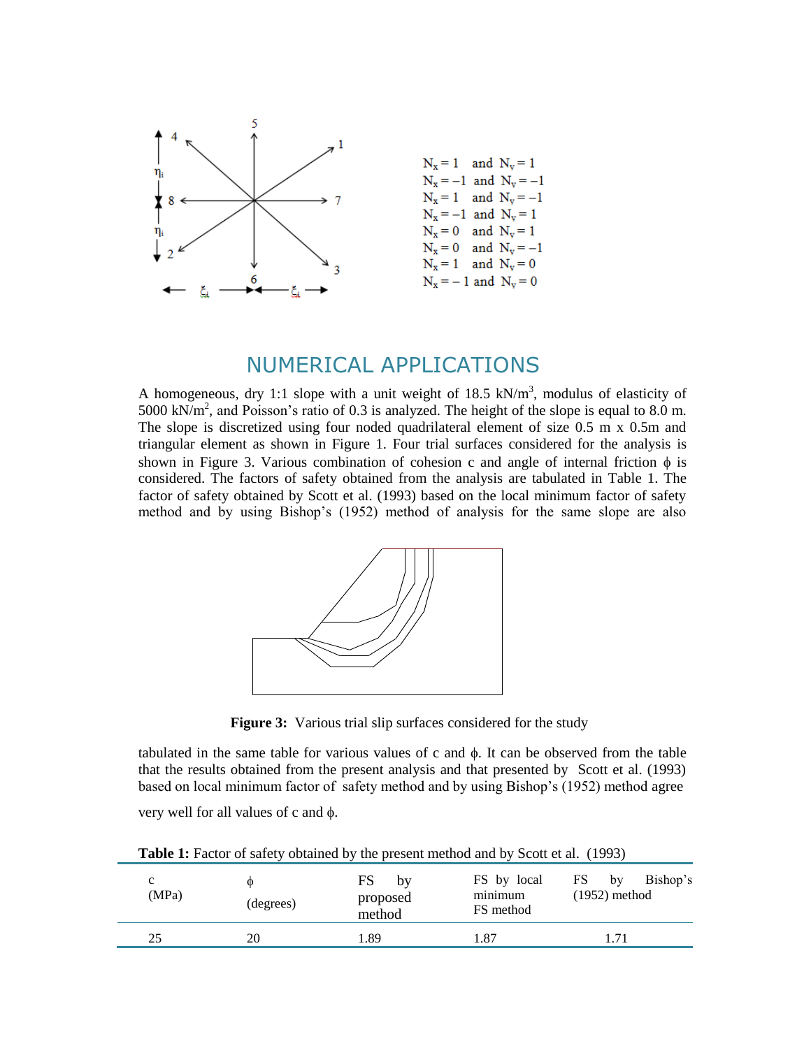$N_x = 1$ and $N_y = 1$
$N_x = -1$ and $N_y = -1$
$N_x = 1$ and $N_y = -1$
$N_x = -1$ and $N_y = 1$
$N_x = 0$ and $N_y = 1$
$N_x = 0$ and $N_y = -1$
$N_x = 1$ and $N_y = 0$
$N_x = -1$ and $N_y = 0$

## NUMERICAL APPLICATIONS

A homogeneous, dry 1:1 slope with a unit weight of 18.5 kN/m$^3$, modulus of elasticity of 5000 kN/m$^2$, and Poisson's ratio of 0.3 is analyzed. The height of the slope is equal to 8.0 m. The slope is discretized using four noded quadrilateral element of size 0.5 m x 0.5m and triangular element as shown in Figure 1. Four trial surfaces considered for the analysis is shown in Figure 3. Various combination of cohesion c and angle of internal friction $\phi$ is considered. The factors of safety obtained from the analysis are tabulated in Table 1. The factor of safety obtained by Scott et al. (1993) based on the local minimum factor of safety method and by using Bishop's (1952) method of analysis for the same slope are also tabulated in the same table for various values of c and $\phi$. It can be observed from the table that the results obtained from the present analysis and that presented by Scott et al. (1993) based on local minimum factor of safety method and by using Bishop's (1952) method agree very well for all values of c and $\phi$.

**Figure 3:** Various trial slip surfaces considered for the study

**Table 1:** Factor of safety obtained by the present method and by Scott et al. (1993)

| c (MPa) | $\phi$ (degrees) | FS by proposed method | FS by local minimum FS method | FS by Bishop's (1952) method |
|---|---|---|---|---|
| 25 | 20 | 1.89 | 1.87 | 1.71 |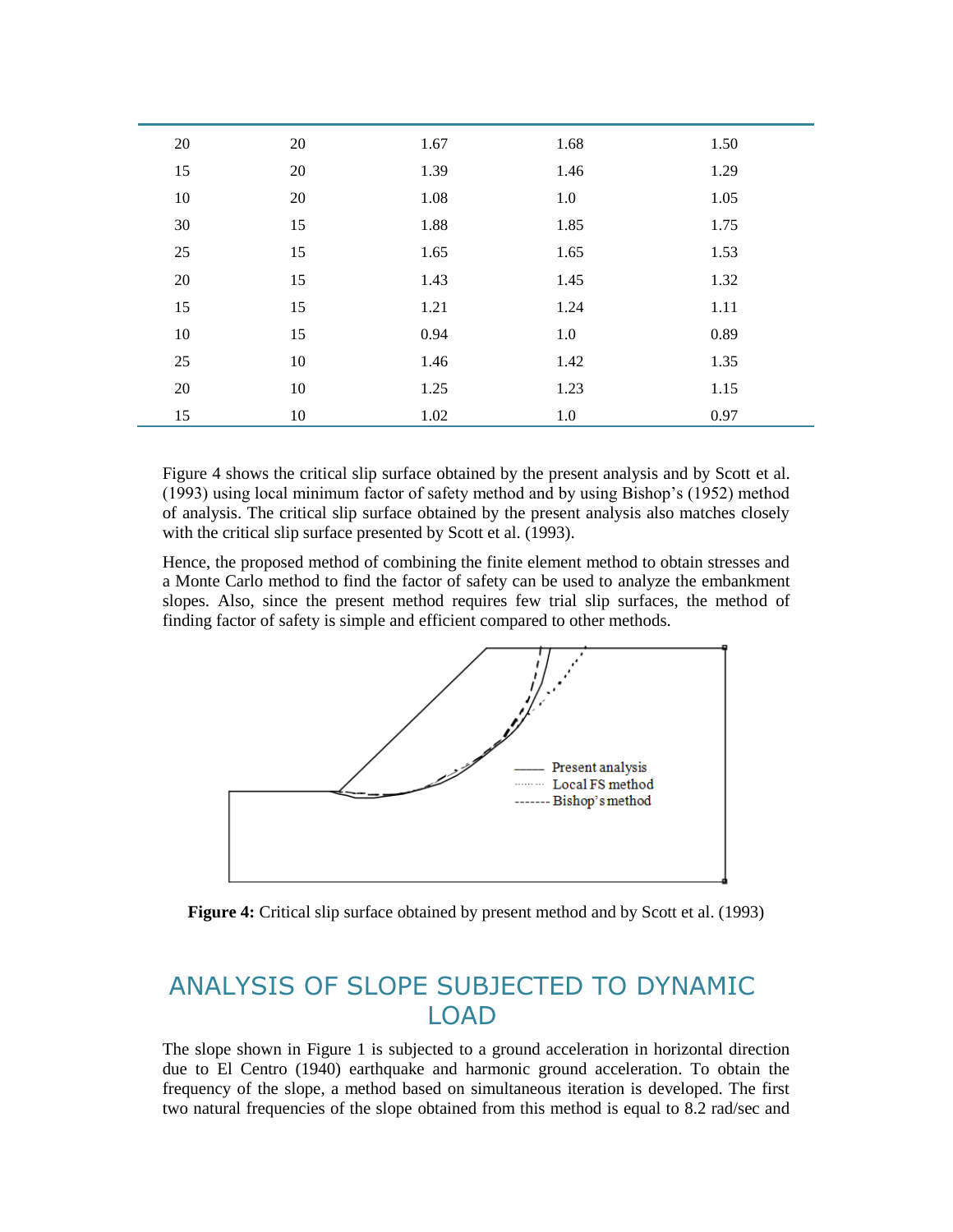| | | | | |
|---|---|---|---|---|
| 20 | 20 | 1.67 | 1.68 | 1.50 |
| 15 | 20 | 1.39 | 1.46 | 1.29 |
| 10 | 20 | 1.08 | 1.0 | 1.05 |
| 30 | 15 | 1.88 | 1.85 | 1.75 |
| 25 | 15 | 1.65 | 1.65 | 1.53 |
| 20 | 15 | 1.43 | 1.45 | 1.32 |
| 15 | 15 | 1.21 | 1.24 | 1.11 |
| 10 | 15 | 0.94 | 1.0 | 0.89 |
| 25 | 10 | 1.46 | 1.42 | 1.35 |
| 20 | 10 | 1.25 | 1.23 | 1.15 |
| 15 | 10 | 1.02 | 1.0 | 0.97 |

Figure 4 shows the critical slip surface obtained by the present analysis and by Scott et al. (1993) using local minimum factor of safety method and by using Bishop's (1952) method of analysis. The critical slip surface obtained by the present analysis also matches closely with the critical slip surface presented by Scott et al. (1993).

Hence, the proposed method of combining the finite element method to obtain stresses and a Monte Carlo method to find the factor of safety can be used to analyze the embankment slopes. Also, since the present method requires few trial slip surfaces, the method of finding factor of safety is simple and efficient compared to other methods.

**Figure 4:** Critical slip surface obtained by present method and by Scott et al. (1993)

## ANALYSIS OF SLOPE SUBJECTED TO DYNAMIC LOAD

The slope shown in Figure 1 is subjected to a ground acceleration in horizontal direction due to El Centro (1940) earthquake and harmonic ground acceleration. To obtain the frequency of the slope, a method based on simultaneous iteration is developed. The first two natural frequencies of the slope obtained from this method is equal to 8.2 rad/sec and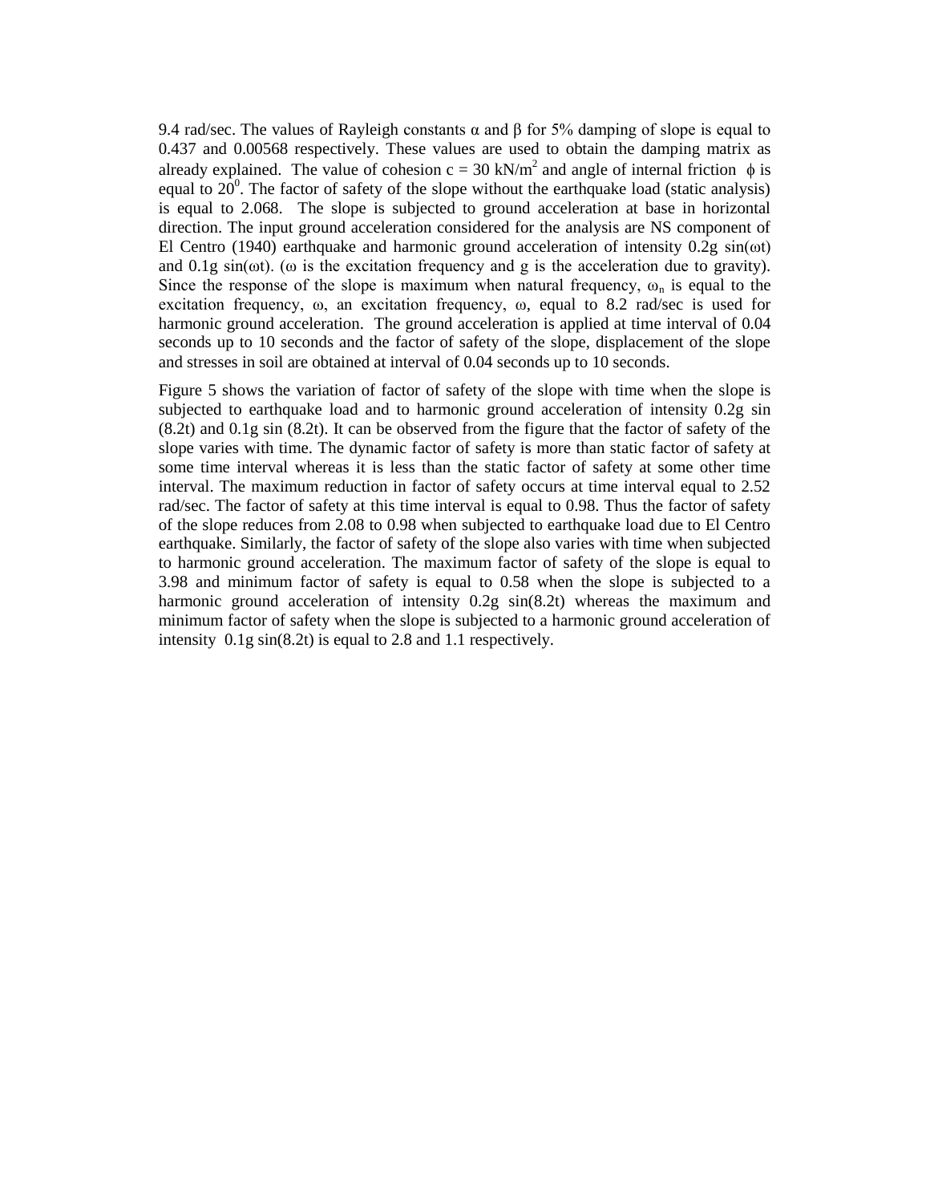9.4 rad/sec. The values of Rayleigh constants $\alpha$ and $\beta$ for 5% damping of slope is equal to 0.437 and 0.00568 respectively. These values are used to obtain the damping matrix as already explained. The value of cohesion c = 30 kN/m$^2$ and angle of internal friction $\phi$ is equal to 20$^0$. The factor of safety of the slope without the earthquake load (static analysis) is equal to 2.068. The slope is subjected to ground acceleration at base in horizontal direction. The input ground acceleration considered for the analysis are NS component of El Centro (1940) earthquake and harmonic ground acceleration of intensity 0.2g sin($\omega$t) and 0.1g sin($\omega$t). ($\omega$ is the excitation frequency and g is the acceleration due to gravity). Since the response of the slope is maximum when natural frequency, $\omega_n$ is equal to the excitation frequency, $\omega$, an excitation frequency, $\omega$, equal to 8.2 rad/sec is used for harmonic ground acceleration. The ground acceleration is applied at time interval of 0.04 seconds up to 10 seconds and the factor of safety of the slope, displacement of the slope and stresses in soil are obtained at interval of 0.04 seconds up to 10 seconds.

Figure 5 shows the variation of factor of safety of the slope with time when the slope is subjected to earthquake load and to harmonic ground acceleration of intensity 0.2g sin (8.2t) and 0.1g sin (8.2t). It can be observed from the figure that the factor of safety of the slope varies with time. The dynamic factor of safety is more than static factor of safety at some time interval whereas it is less than the static factor of safety at some other time interval. The maximum reduction in factor of safety occurs at time interval equal to 2.52 rad/sec. The factor of safety at this time interval is equal to 0.98. Thus the factor of safety of the slope reduces from 2.08 to 0.98 when subjected to earthquake load due to El Centro earthquake. Similarly, the factor of safety of the slope also varies with time when subjected to harmonic ground acceleration. The maximum factor of safety of the slope is equal to 3.98 and minimum factor of safety is equal to 0.58 when the slope is subjected to a harmonic ground acceleration of intensity 0.2g sin(8.2t) whereas the maximum and minimum factor of safety when the slope is subjected to a harmonic ground acceleration of intensity 0.1g sin(8.2t) is equal to 2.8 and 1.1 respectively.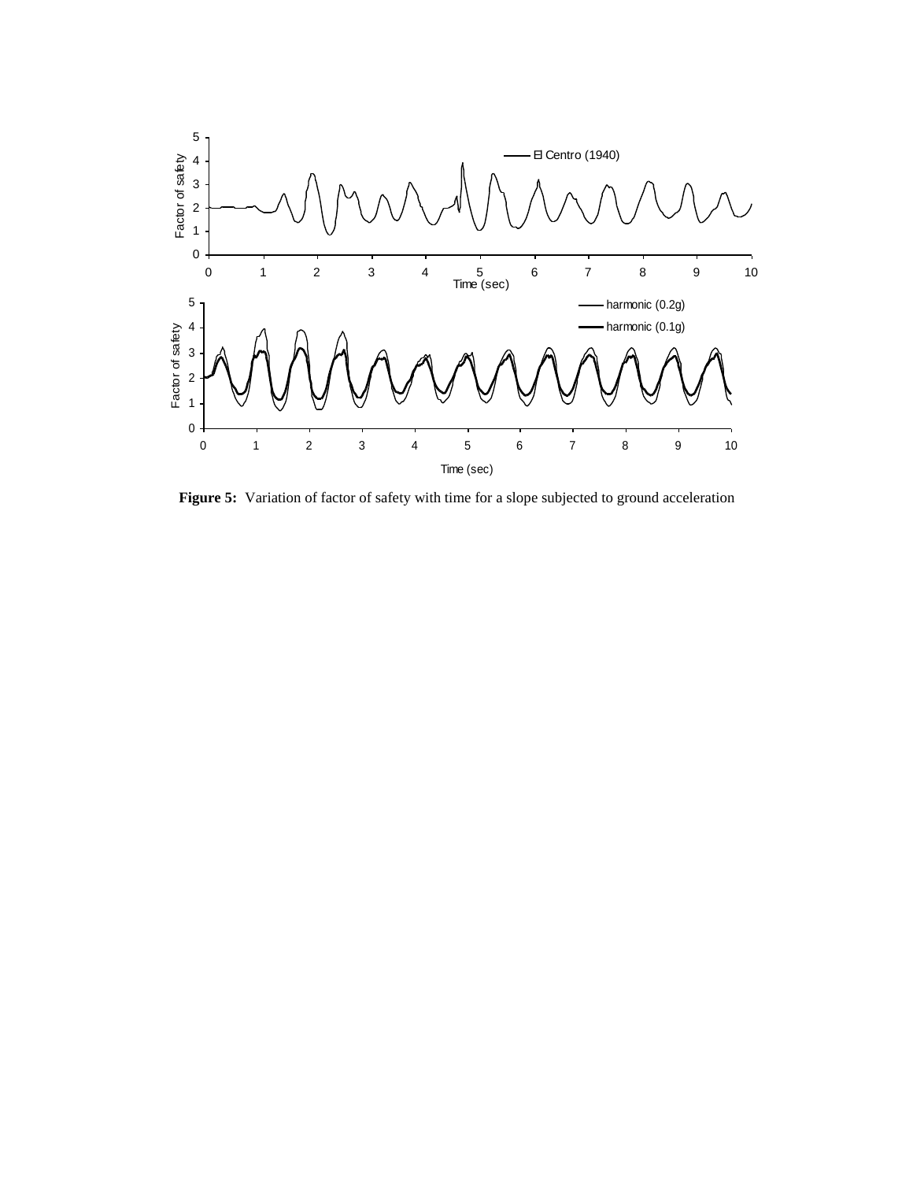**Figure 5:** Variation of factor of safety with time for a slope subjected to ground acceleration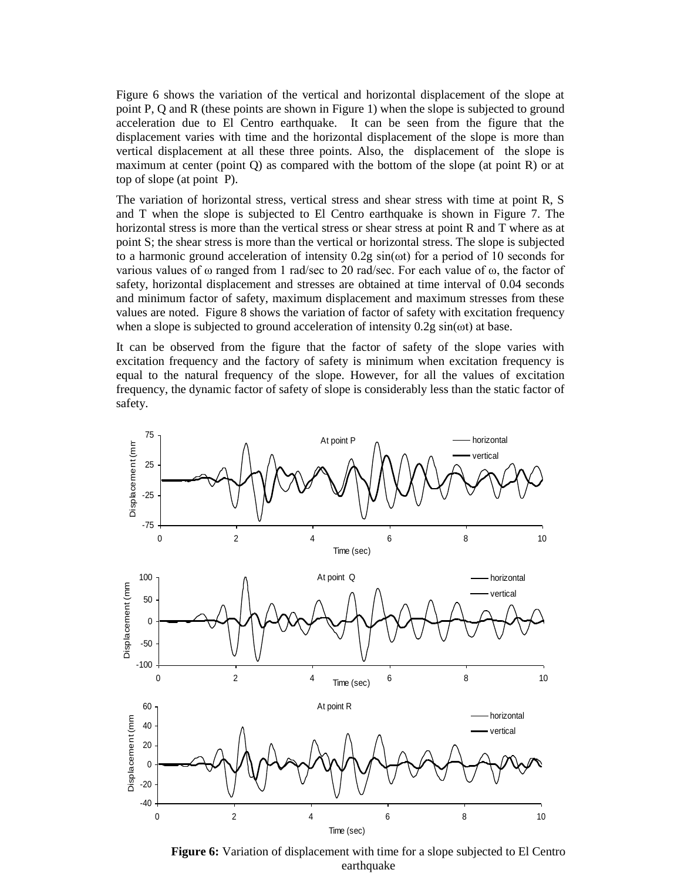Figure 6 shows the variation of the vertical and horizontal displacement of the slope at point P, Q and R (these points are shown in Figure 1) when the slope is subjected to ground acceleration due to El Centro earthquake. It can be seen from the figure that the displacement varies with time and the horizontal displacement of the slope is more than vertical displacement at all these three points. Also, the displacement of the slope is maximum at center (point Q) as compared with the bottom of the slope (at point R) or at top of slope (at point P).

The variation of horizontal stress, vertical stress and shear stress with time at point R, S and T when the slope is subjected to El Centro earthquake is shown in Figure 7. The horizontal stress is more than the vertical stress or shear stress at point R and T where as at point S; the shear stress is more than the vertical or horizontal stress. The slope is subjected to a harmonic ground acceleration of intensity $0.2g \sin(\omega t)$ for a period of 10 seconds for various values of $\omega$ ranged from 1 rad/sec to 20 rad/sec. For each value of $\omega$, the factor of safety, horizontal displacement and stresses are obtained at time interval of 0.04 seconds and minimum factor of safety, maximum displacement and maximum stresses from these values are noted. Figure 8 shows the variation of factor of safety with excitation frequency when a slope is subjected to ground acceleration of intensity $0.2g \sin(\omega t)$ at base.

It can be observed from the figure that the factor of safety of the slope varies with excitation frequency and the factory of safety is minimum when excitation frequency is equal to the natural frequency of the slope. However, for all the values of excitation frequency, the dynamic factor of safety of slope is considerably less than the static factor of safety.

**Figure 6:** Variation of displacement with time for a slope subjected to El Centro earthquake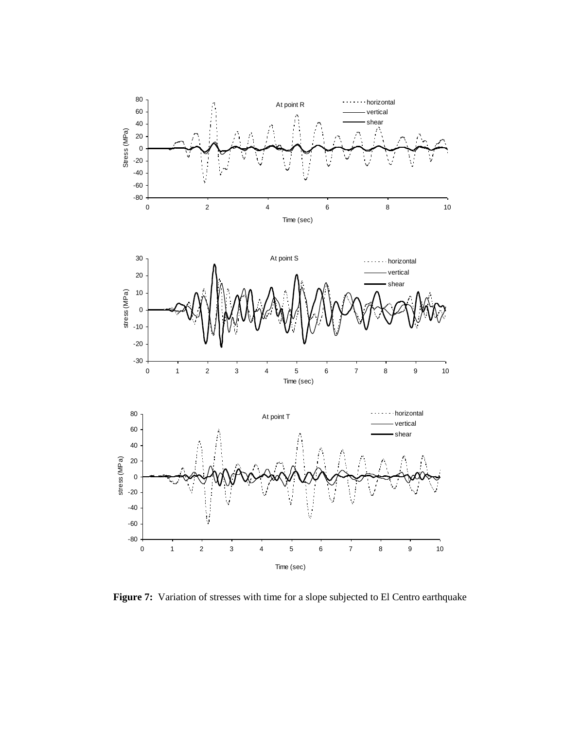**Figure 7:** Variation of stresses with time for a slope subjected to El Centro earthquake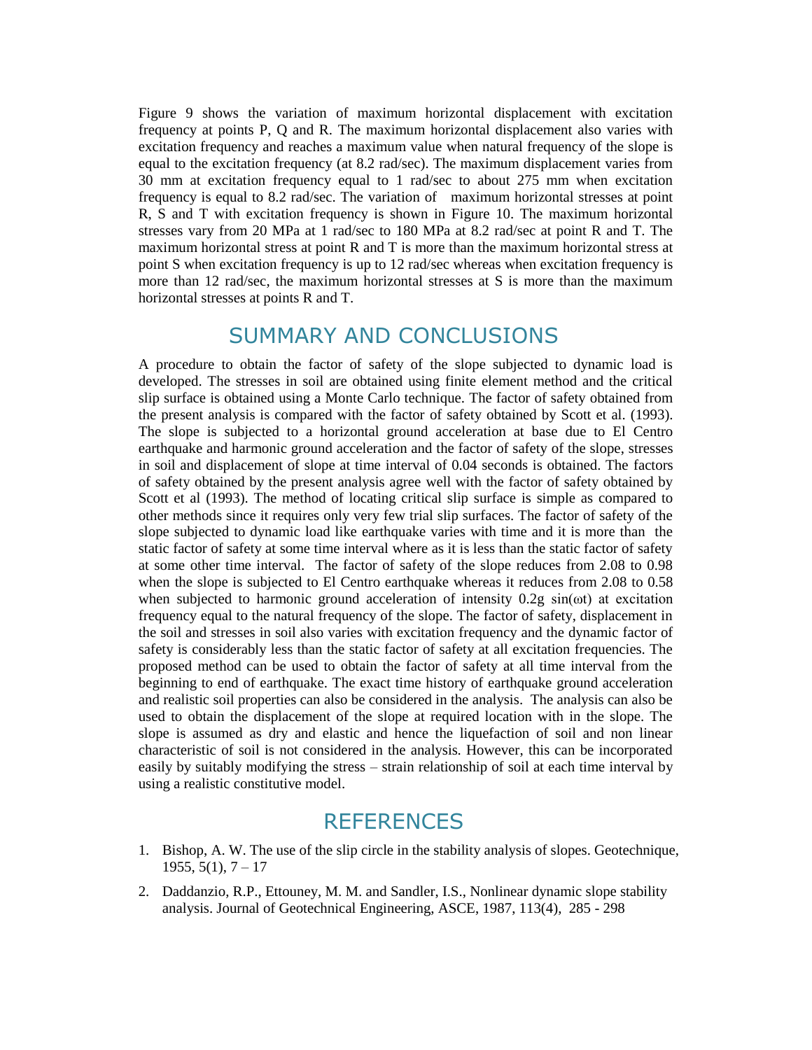Figure 9 shows the variation of maximum horizontal displacement with excitation frequency at points P, Q and R. The maximum horizontal displacement also varies with excitation frequency and reaches a maximum value when natural frequency of the slope is equal to the excitation frequency (at 8.2 rad/sec). The maximum displacement varies from 30 mm at excitation frequency equal to 1 rad/sec to about 275 mm when excitation frequency is equal to 8.2 rad/sec. The variation of maximum horizontal stresses at point R, S and T with excitation frequency is shown in Figure 10. The maximum horizontal stresses vary from 20 MPa at 1 rad/sec to 180 MPa at 8.2 rad/sec at point R and T. The maximum horizontal stress at point R and T is more than the maximum horizontal stress at point S when excitation frequency is up to 12 rad/sec whereas when excitation frequency is more than 12 rad/sec, the maximum horizontal stresses at S is more than the maximum horizontal stresses at points R and T.

## SUMMARY AND CONCLUSIONS

A procedure to obtain the factor of safety of the slope subjected to dynamic load is developed. The stresses in soil are obtained using finite element method and the critical slip surface is obtained using a Monte Carlo technique. The factor of safety obtained from the present analysis is compared with the factor of safety obtained by Scott et al. (1993). The slope is subjected to a horizontal ground acceleration at base due to El Centro earthquake and harmonic ground acceleration and the factor of safety of the slope, stresses in soil and displacement of slope at time interval of 0.04 seconds is obtained. The factors of safety obtained by the present analysis agree well with the factor of safety obtained by Scott et al (1993). The method of locating critical slip surface is simple as compared to other methods since it requires only very few trial slip surfaces. The factor of safety of the slope subjected to dynamic load like earthquake varies with time and it is more than the static factor of safety at some time interval where as it is less than the static factor of safety at some other time interval. The factor of safety of the slope reduces from 2.08 to 0.98 when the slope is subjected to El Centro earthquake whereas it reduces from 2.08 to 0.58 when subjected to harmonic ground acceleration of intensity $0.2g \sin(\omega t)$ at excitation frequency equal to the natural frequency of the slope. The factor of safety, displacement in the soil and stresses in soil also varies with excitation frequency and the dynamic factor of safety is considerably less than the static factor of safety at all excitation frequencies. The proposed method can be used to obtain the factor of safety at all time interval from the beginning to end of earthquake. The exact time history of earthquake ground acceleration and realistic soil properties can also be considered in the analysis. The analysis can also be used to obtain the displacement of the slope at required location with in the slope. The slope is assumed as dry and elastic and hence the liquefaction of soil and non linear characteristic of soil is not considered in the analysis. However, this can be incorporated easily by suitably modifying the stress – strain relationship of soil at each time interval by using a realistic constitutive model.

## REFERENCES

1. Bishop, A. W. The use of the slip circle in the stability analysis of slopes. Geotechnique, 1955, 5(1), 7 – 17
2. Daddanzio, R.P., Ettouney, M. M. and Sandler, I.S., Nonlinear dynamic slope stability analysis. Journal of Geotechnical Engineering, ASCE, 1987, 113(4), 285 - 298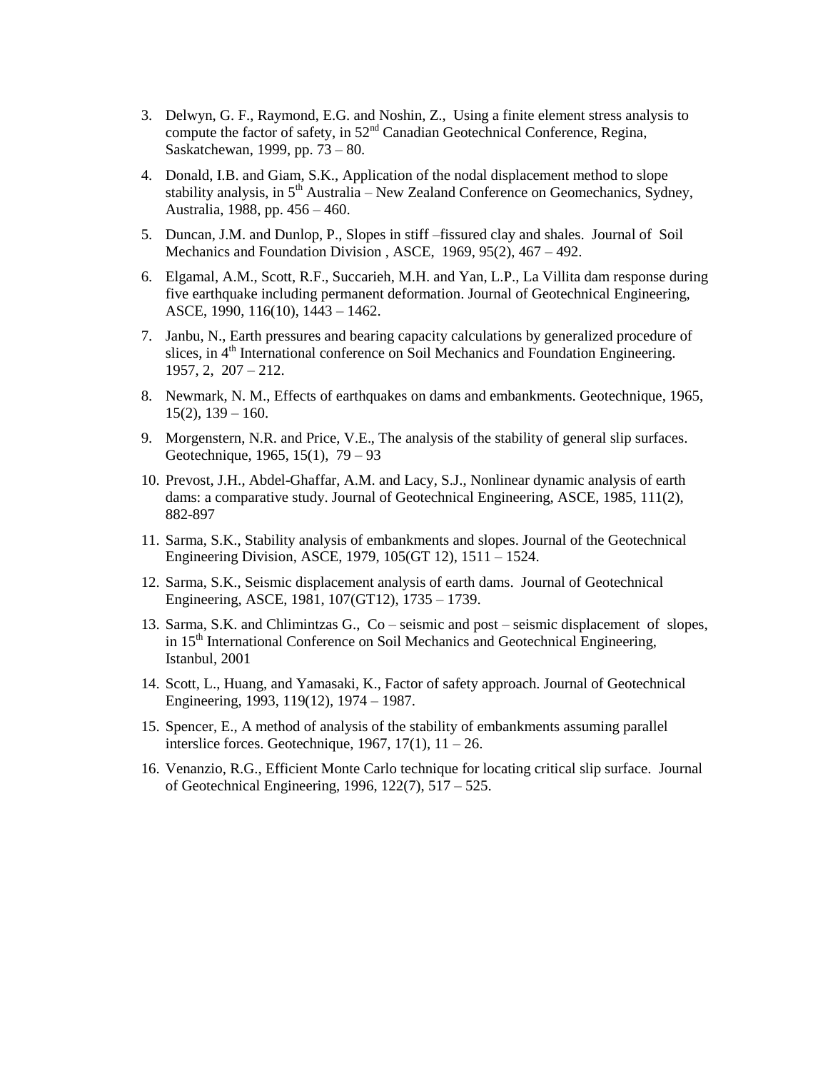3. Delwyn, G. F., Raymond, E.G. and Noshin, Z., Using a finite element stress analysis to compute the factor of safety, in 52nd Canadian Geotechnical Conference, Regina, Saskatchewan, 1999, pp. 73 – 80.

4. Donald, I.B. and Giam, S.K., Application of the nodal displacement method to slope stability analysis, in 5th Australia – New Zealand Conference on Geomechanics, Sydney, Australia, 1988, pp. 456 – 460.

5. Duncan, J.M. and Dunlop, P., Slopes in stiff –fissured clay and shales. Journal of Soil Mechanics and Foundation Division , ASCE, 1969, 95(2), 467 – 492.

6. Elgamal, A.M., Scott, R.F., Succarieh, M.H. and Yan, L.P., La Villita dam response during five earthquake including permanent deformation. Journal of Geotechnical Engineering, ASCE, 1990, 116(10), 1443 – 1462.

7. Janbu, N., Earth pressures and bearing capacity calculations by generalized procedure of slices, in 4th International conference on Soil Mechanics and Foundation Engineering. 1957, 2, 207 – 212.

8. Newmark, N. M., Effects of earthquakes on dams and embankments. Geotechnique, 1965, 15(2), 139 – 160.

9. Morgenstern, N.R. and Price, V.E., The analysis of the stability of general slip surfaces. Geotechnique, 1965, 15(1), 79 – 93

10. Prevost, J.H., Abdel-Ghaffar, A.M. and Lacy, S.J., Nonlinear dynamic analysis of earth dams: a comparative study. Journal of Geotechnical Engineering, ASCE, 1985, 111(2), 882-897

11. Sarma, S.K., Stability analysis of embankments and slopes. Journal of the Geotechnical Engineering Division, ASCE, 1979, 105(GT 12), 1511 – 1524.

12. Sarma, S.K., Seismic displacement analysis of earth dams. Journal of Geotechnical Engineering, ASCE, 1981, 107(GT12), 1735 – 1739.

13. Sarma, S.K. and Chlimintzas G., Co – seismic and post – seismic displacement of slopes, in 15th International Conference on Soil Mechanics and Geotechnical Engineering, Istanbul, 2001

14. Scott, L., Huang, and Yamasaki, K., Factor of safety approach. Journal of Geotechnical Engineering, 1993, 119(12), 1974 – 1987.

15. Spencer, E., A method of analysis of the stability of embankments assuming parallel interslice forces. Geotechnique, 1967, 17(1), 11 – 26.

16. Venanzio, R.G., Efficient Monte Carlo technique for locating critical slip surface. Journal of Geotechnical Engineering, 1996, 122(7), 517 – 525.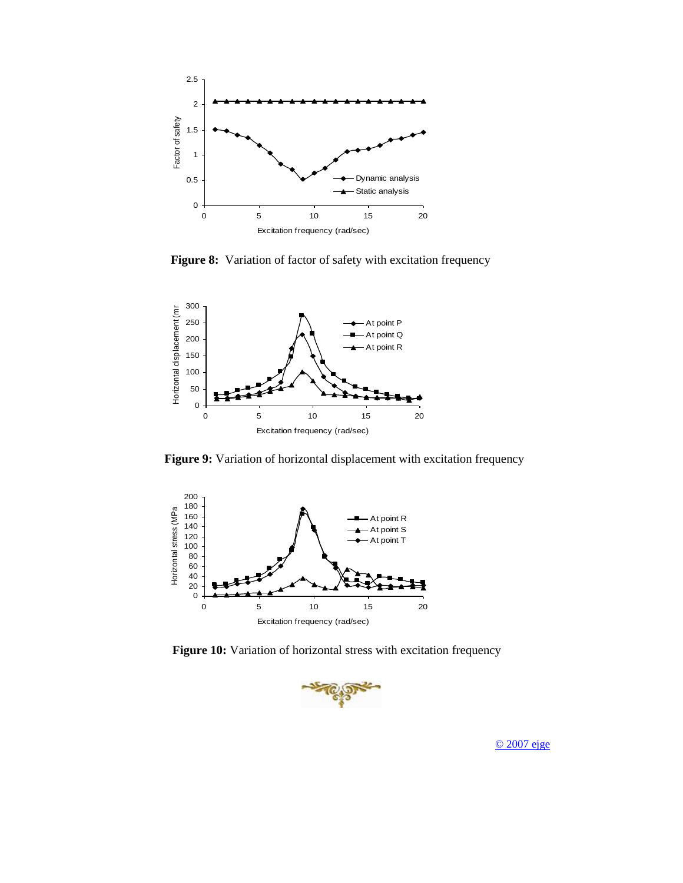2.5
2
1.5
1
0.5
0
0
5
10
15
20
Factor of safety
Excitation frequency (rad/sec)
Dynamic analysis
Static analysis

**Figure 8:** Variation of factor of safety with excitation frequency

300
250
200
150
100
50
0
0
5
10
15
20
Horizontal displacement (mr
Excitation frequency (rad/sec)
At point P
At point Q
At point R

**Figure 9:** Variation of horizontal displacement with excitation frequency

200
180
160
140
120
100
80
60
40
20
0
0
5
10
15
20
Horizontal stress (MPa
Excitation frequency (rad/sec)
At point R
At point S
At point T

**Figure 10:** Variation of horizontal stress with excitation frequency

© 2007 ejge